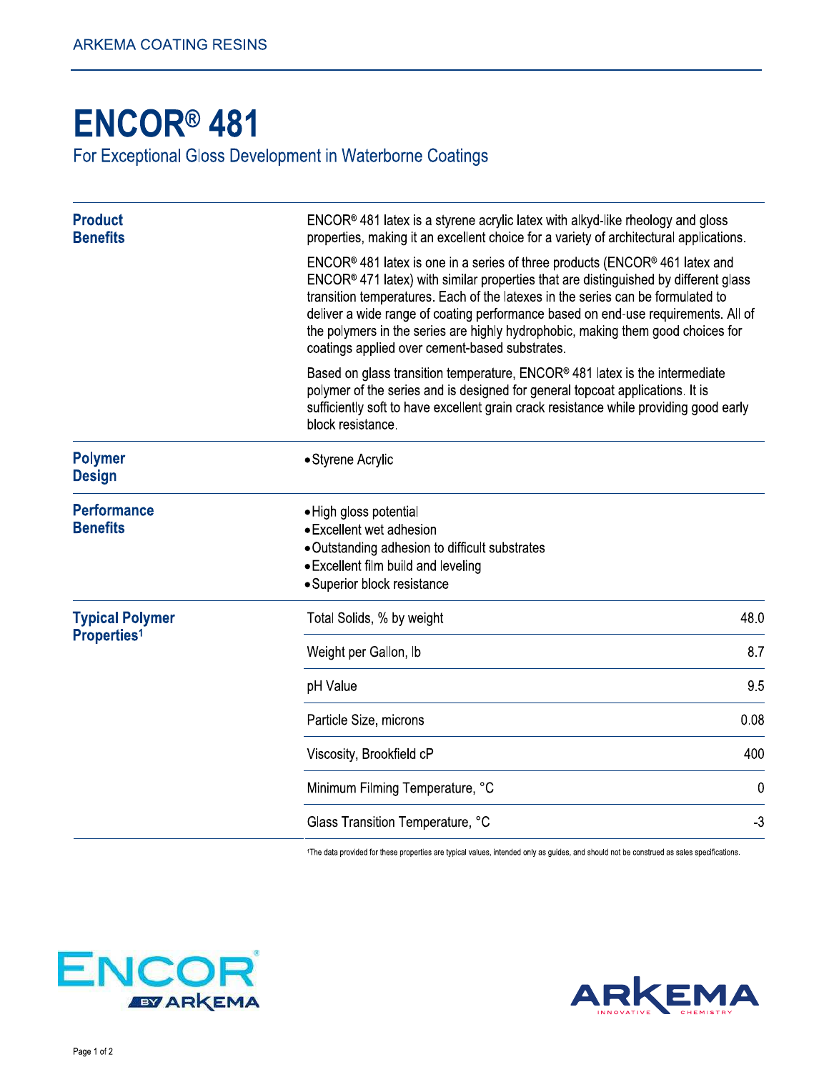ARKEMA COATING RESINS

# ENCOR® 481

For Exceptional Gloss Development in Waterborne Coatings

## Product Benefits

ENCOR® 481 latex is a styrene acrylic latex with alkyd-like rheology and gloss properties, making it an excellent choice for a variety of architectural applications.

ENCOR® 481 latex is one in a series of three products (ENCOR® 461 latex and ENCOR® 471 latex) with similar properties that are distinguished by different glass transition temperatures. Each of the latexes in the series can be formulated to deliver a wide range of coating performance based on end-use requirements. All of the polymers in the series are highly hydrophobic, making them good choices for coatings applied over cement-based substrates.

Based on glass transition temperature, ENCOR® 481 latex is the intermediate polymer of the series and is designed for general topcoat applications. It is sufficiently soft to have excellent grain crack resistance while providing good early block resistance.

## Polymer Design

- Styrene Acrylic

## Performance Benefits

- High gloss potential
- Excellent wet adhesion
- Outstanding adhesion to difficult substrates
- Excellent film build and leveling
- Superior block resistance

## Typical Polymer Properties[1]

| Property | Value |
|---|---|
| Total Solids, % by weight | 48.0 |
| Weight per Gallon, lb | 8.7 |
| pH Value | 9.5 |
| Particle Size, microns | 0.08 |
| Viscosity, Brookfield cP | 400 |
| Minimum Filming Temperature, °C | 0 |
| Glass Transition Temperature, °C | -3 |

[1]The data provided for these properties are typical values, intended only as guides, and should not be construed as sales specifications.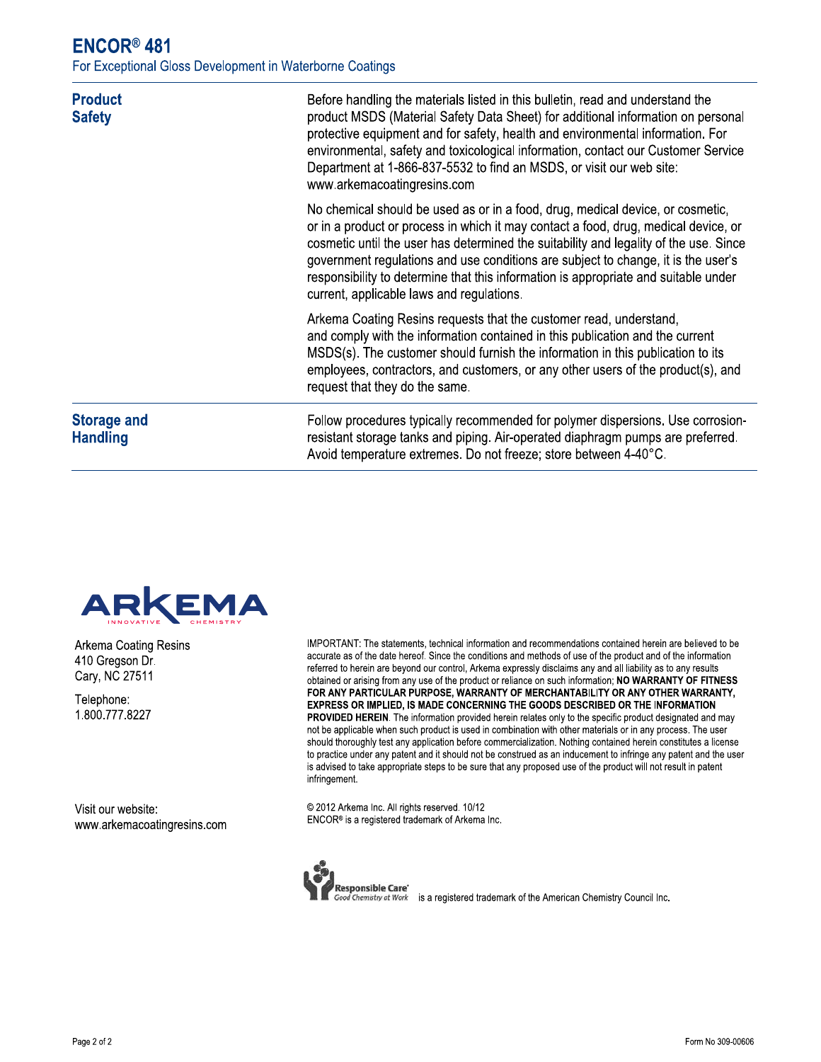## Product Safety

Before handling the materials listed in this bulletin, read and understand the product MSDS (Material Safety Data Sheet) for additional information on personal protective equipment and for safety, health and environmental information. For environmental, safety and toxicological information, contact our Customer Service Department at 1-866-837-5532 to find an MSDS, or visit our web site: www.arkemacoatingresins.com

No chemical should be used as or in a food, drug, medical device, or cosmetic, or in a product or process in which it may contact a food, drug, medical device, or cosmetic until the user has determined the suitability and legality of the use. Since government regulations and use conditions are subject to change, it is the user's responsibility to determine that this information is appropriate and suitable under current, applicable laws and regulations.

Arkema Coating Resins requests that the customer read, understand, and comply with the information contained in this publication and the current MSDS(s). The customer should furnish the information in this publication to its employees, contractors, and customers, or any other users of the product(s), and request that they do the same.

## Storage and Handling

Follow procedures typically recommended for polymer dispersions. Use corrosion-resistant storage tanks and piping. Air-operated diaphragm pumps are preferred. Avoid temperature extremes. Do not freeze; store between 4-40°C.

ARKEMA
INNOVATIVE CHEMISTRY

Arkema Coating Resins
410 Gregson Dr.
Cary, NC 27511

Telephone:
1.800.777.8227

Visit our website:
www.arkemacoatingresins.com

IMPORTANT: The statements, technical information and recommendations contained herein are believed to be accurate as of the date hereof. Since the conditions and methods of use of the product and of the information referred to herein are beyond our control, Arkema expressly disclaims any and all liability as to any results obtained or arising from any use of the product or reliance on such information; **NO WARRANTY OF FITNESS FOR ANY PARTICULAR PURPOSE, WARRANTY OF MERCHANTABILITY OR ANY OTHER WARRANTY, EXPRESS OR IMPLIED, IS MADE CONCERNING THE GOODS DESCRIBED OR THE INFORMATION PROVIDED HEREIN**. The information provided herein relates only to the specific product designated and may not be applicable when such product is used in combination with other materials or in any process. The user should thoroughly test any application before commercialization. Nothing contained herein constitutes a license to practice under any patent and it should not be construed as an inducement to infringe any patent and the user is advised to take appropriate steps to be sure that any proposed use of the product will not result in patent infringement.

© 2012 Arkema Inc. All rights reserved. 10/12
ENCOR® is a registered trademark of Arkema Inc.

Responsible Care® Good Chemistry at Work is a registered trademark of the American Chemistry Council Inc.

Form No 309-00606